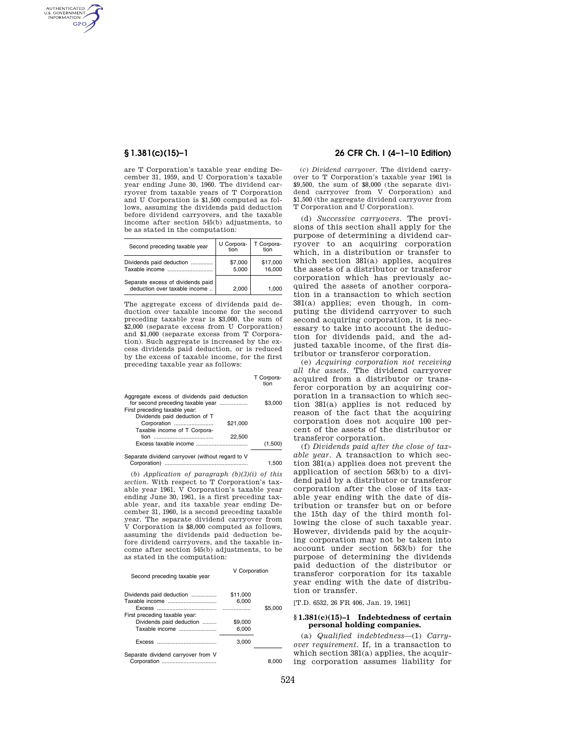are T Corporation's taxable year ending December 31, 1959, and U Corporation's taxable year ending June 30, 1960. The dividend carryover from taxable years of T Corporation and U Corporation is $1,500 computed as follows, assuming the dividends paid deduction before dividend carryovers, and the taxable income after section 545(b) adjustments, to be as stated in the computation:

| Second preceding taxable year | U Corporation | T Corporation |
|---|---|---|
| Dividends paid deduction | $7,000 | $17,000 |
| Taxable income | 5,000 | 16,000 |
| Separate excess of dividends paid deduction over taxable income | 2,000 | 1,000 |

The aggregate excess of dividends paid deduction over taxable income for the second preceding taxable year is $3,000, the sum of $2,000 (separate excess from U Corporation) and $1,000 (separate excess from T Corporation). Such aggregate is increased by the excess dividends paid deduction, or is reduced by the excess of taxable income, for the first preceding taxable year as follows:

| | | T Corporation |
|---|---|---|
| Aggregate excess of dividends paid deduction for second preceding taxable year | | $3,000 |
| First preceding taxable year: | | |
| Dividends paid deduction of T Corporation | $21,000 | |
| Taxable income of T Corporation | 22,500 | |
| Excess taxable income | | (1,500) |
| Separate dividend carryover (without regard to V Corporation) | | 1,500 |

(*b*) *Application of paragraph (b)(3)(i) of this section.* With respect to T Corporation's taxable year 1961, V Corporation's taxable year ending June 30, 1961, is a first preceding taxable year, and its taxable year ending December 31, 1960, is a second preceding taxable year. The separate dividend carryover from V Corporation is $8,000 computed as follows, assuming the dividends paid deduction before dividend carryovers, and the taxable income after section 545(b) adjustments, to be as stated in the computation:

| Second preceding taxable year | V Corporation | |
|---|---|---|
| Dividends paid deduction | $11,000 | |
| Taxable income | 6,000 | |
| Excess | | $5,000 |
| First preceding taxable year: | | |
| Dividends paid deduction | $9,000 | |
| Taxable income | 6,000 | |
| Excess | 3,000 | |
| Separate dividend carryover from V Corporation | | 8,000 |

(*c*) *Dividend carryover.* The dividend carryover to T Corporation's taxable year 1961 is $9,500, the sum of $8,000 (the separate dividend carryover from V Corporation) and $1,500 (the aggregate dividend carryover from T Corporation and U Corporation).

(d) *Successive carryovers.* The provisions of this section shall apply for the purpose of determining a dividend carryover to an acquiring corporation which, in a distribution or transfer to which section 381(a) applies, acquires the assets of a distributor or transferor corporation which has previously acquired the assets of another corporation in a transaction to which section 381(a) applies; even though, in computing the dividend carryover to such second acquiring corporation, it is necessary to take into account the deduction for dividends paid, and the adjusted taxable income, of the first distributor or transferor corporation.

(e) *Acquiring corporation not receiving all the assets.* The dividend carryover acquired from a distributor or transferor corporation by an acquiring corporation in a transaction to which section 381(a) applies is not reduced by reason of the fact that the acquiring corporation does not acquire 100 percent of the assets of the distributor or transferor corporation.

(f) *Dividends paid after the close of taxable year.* A transaction to which section 381(a) applies does not prevent the application of section 563(b) to a dividend paid by a distributor or transferor corporation after the close of its taxable year ending with the date of distribution or transfer but on or before the 15th day of the third month following the close of such taxable year. However, dividends paid by the acquiring corporation may not be taken into account under section 563(b) for the purpose of determining the dividends paid deduction of the distributor or transferor corporation for its taxable year ending with the date of distribution or transfer.

[T.D. 6532, 26 FR 406, Jan. 19, 1961]

## § 1.381(c)(15)–1 Indebtedness of certain personal holding companies.

(a) *Qualified indebtedness*—(1) *Carryover requirement.* If, in a transaction to which section 381(a) applies, the acquiring corporation assumes liability for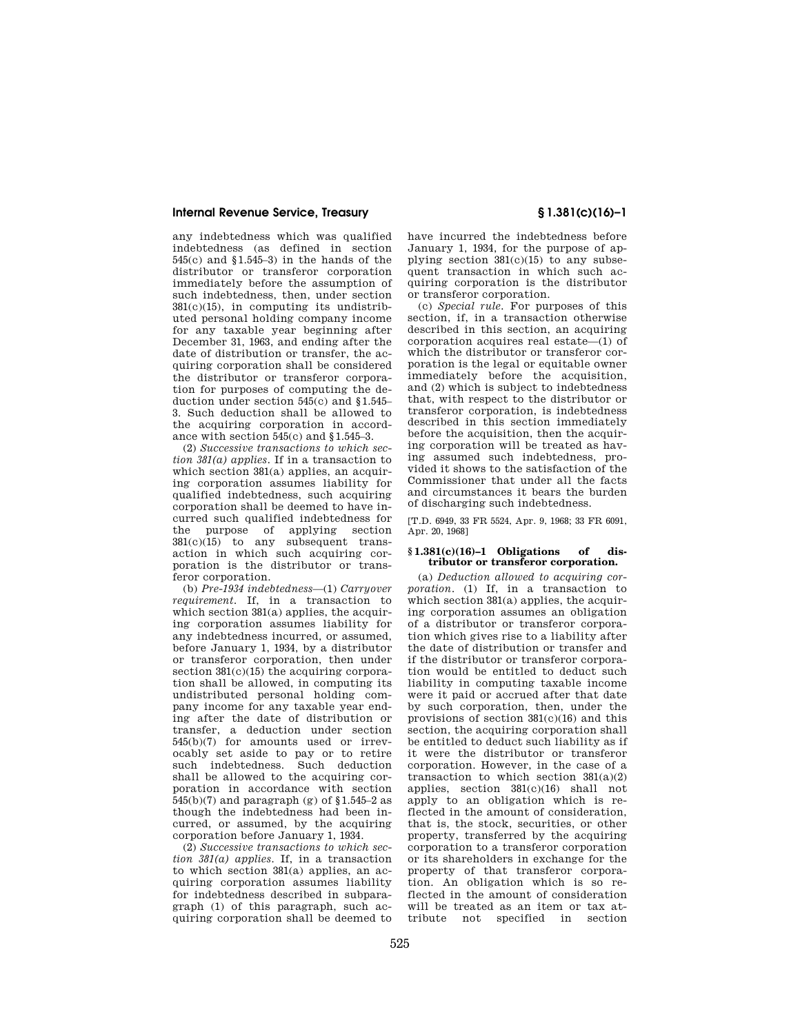any indebtedness which was qualified indebtedness (as defined in section 545(c) and §1.545–3) in the hands of the distributor or transferor corporation immediately before the assumption of such indebtedness, then, under section 381(c)(15), in computing its undistributed personal holding company income for any taxable year beginning after December 31, 1963, and ending after the date of distribution or transfer, the acquiring corporation shall be considered the distributor or transferor corporation for purposes of computing the deduction under section 545(c) and §1.545–3. Such deduction shall be allowed to the acquiring corporation in accordance with section 545(c) and §1.545–3.

(2) *Successive transactions to which section 381(a) applies.* If in a transaction to which section 381(a) applies, an acquiring corporation assumes liability for qualified indebtedness, such acquiring corporation shall be deemed to have incurred such qualified indebtedness for the purpose of applying section 381(c)(15) to any subsequent transaction in which such acquiring corporation is the distributor or transferor corporation.

(b) *Pre-1934 indebtedness*—(1) *Carryover requirement.* If, in a transaction to which section 381(a) applies, the acquiring corporation assumes liability for any indebtedness incurred, or assumed, before January 1, 1934, by a distributor or transferor corporation, then under section 381(c)(15) the acquiring corporation shall be allowed, in computing its undistributed personal holding company income for any taxable year ending after the date of distribution or transfer, a deduction under section 545(b)(7) for amounts used or irrevocably set aside to pay or to retire such indebtedness. Such deduction shall be allowed to the acquiring corporation in accordance with section 545(b)(7) and paragraph (g) of §1.545–2 as though the indebtedness had been incurred, or assumed, by the acquiring corporation before January 1, 1934.

(2) *Successive transactions to which section 381(a) applies.* If, in a transaction to which section 381(a) applies, an acquiring corporation assumes liability for indebtedness described in subparagraph (1) of this paragraph, such acquiring corporation shall be deemed to have incurred the indebtedness before January 1, 1934, for the purpose of applying section 381(c)(15) to any subsequent transaction in which such acquiring corporation is the distributor or transferor corporation.

(c) *Special rule.* For purposes of this section, if, in a transaction otherwise described in this section, an acquiring corporation acquires real estate—(1) of which the distributor or transferor corporation is the legal or equitable owner immediately before the acquisition, and (2) which is subject to indebtedness that, with respect to the distributor or transferor corporation, is indebtedness described in this section immediately before the acquisition, then the acquiring corporation will be treated as having assumed such indebtedness, provided it shows to the satisfaction of the Commissioner that under all the facts and circumstances it bears the burden of discharging such indebtedness.

[T.D. 6949, 33 FR 5524, Apr. 9, 1968; 33 FR 6091, Apr. 20, 1968]

## §1.381(c)(16)–1 Obligations of distributor or transferor corporation.

(a) *Deduction allowed to acquiring corporation.* (1) If, in a transaction to which section 381(a) applies, the acquiring corporation assumes an obligation of a distributor or transferor corporation which gives rise to a liability after the date of distribution or transfer and if the distributor or transferor corporation would be entitled to deduct such liability in computing taxable income were it paid or accrued after that date by such corporation, then, under the provisions of section 381(c)(16) and this section, the acquiring corporation shall be entitled to deduct such liability as if it were the distributor or transferor corporation. However, in the case of a transaction to which section 381(a)(2) applies, section 381(c)(16) shall not apply to an obligation which is reflected in the amount of consideration, that is, the stock, securities, or other property, transferred by the acquiring corporation to a transferor corporation or its shareholders in exchange for the property of that transferor corporation. An obligation which is so reflected in the amount of consideration will be treated as an item or tax attribute not specified in section